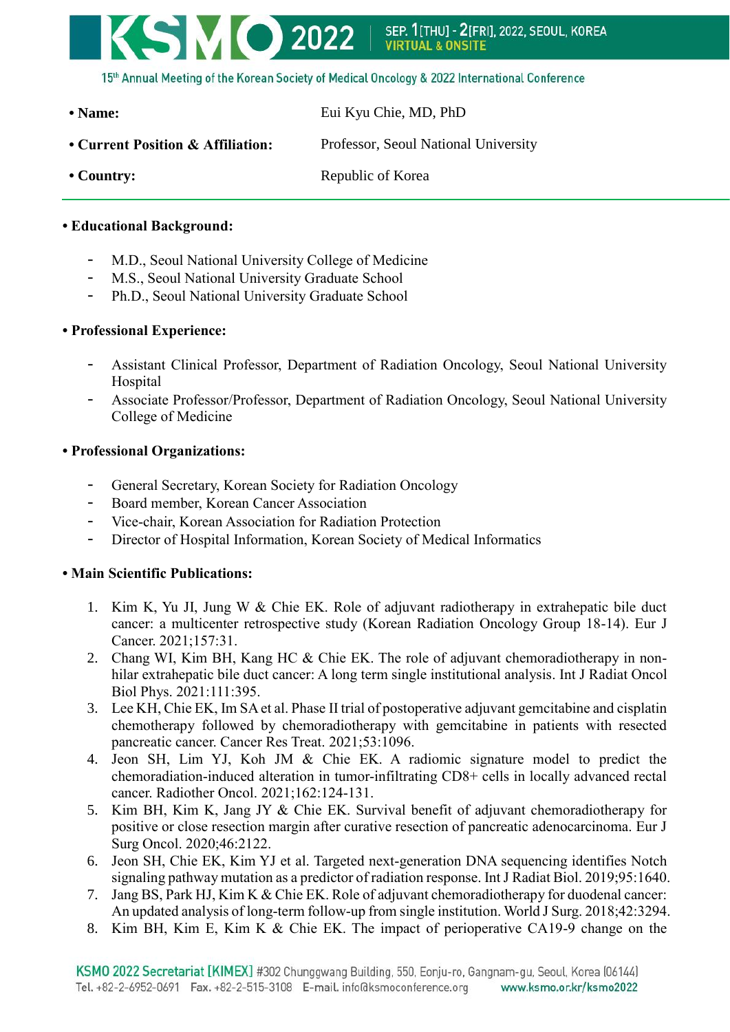- **Name:** Eui Kyu Chie, MD, PhD
- **Current Position & Affiliation:** Professor, Seoul National University
- **Country:** Republic of Korea

---

**• Educational Background:**

- M.D., Seoul National University College of Medicine
- M.S., Seoul National University Graduate School
- Ph.D., Seoul National University Graduate School

**• Professional Experience:**

- Assistant Clinical Professor, Department of Radiation Oncology, Seoul National University Hospital
- Associate Professor/Professor, Department of Radiation Oncology, Seoul National University College of Medicine

**• Professional Organizations:**

- General Secretary, Korean Society for Radiation Oncology
- Board member, Korean Cancer Association
- Vice-chair, Korean Association for Radiation Protection
- Director of Hospital Information, Korean Society of Medical Informatics

**• Main Scientific Publications:**

1. Kim K, Yu JI, Jung W & Chie EK. Role of adjuvant radiotherapy in extrahepatic bile duct cancer: a multicenter retrospective study (Korean Radiation Oncology Group 18-14). Eur J Cancer. 2021;157:31.
2. Chang WI, Kim BH, Kang HC & Chie EK. The role of adjuvant chemoradiotherapy in non-hilar extrahepatic bile duct cancer: A long term single institutional analysis. Int J Radiat Oncol Biol Phys. 2021:111:395.
3. Lee KH, Chie EK, Im SA et al. Phase II trial of postoperative adjuvant gemcitabine and cisplatin chemotherapy followed by chemoradiotherapy with gemcitabine in patients with resected pancreatic cancer. Cancer Res Treat. 2021;53:1096.
4. Jeon SH, Lim YJ, Koh JM & Chie EK. A radiomic signature model to predict the chemoradiation-induced alteration in tumor-infiltrating CD8+ cells in locally advanced rectal cancer. Radiother Oncol. 2021;162:124-131.
5. Kim BH, Kim K, Jang JY & Chie EK. Survival benefit of adjuvant chemoradiotherapy for positive or close resection margin after curative resection of pancreatic adenocarcinoma. Eur J Surg Oncol. 2020;46:2122.
6. Jeon SH, Chie EK, Kim YJ et al. Targeted next-generation DNA sequencing identifies Notch signaling pathway mutation as a predictor of radiation response. Int J Radiat Biol. 2019;95:1640.
7. Jang BS, Park HJ, Kim K & Chie EK. Role of adjuvant chemoradiotherapy for duodenal cancer: An updated analysis of long-term follow-up from single institution. World J Surg. 2018;42:3294.
8. Kim BH, Kim E, Kim K & Chie EK. The impact of perioperative CA19-9 change on the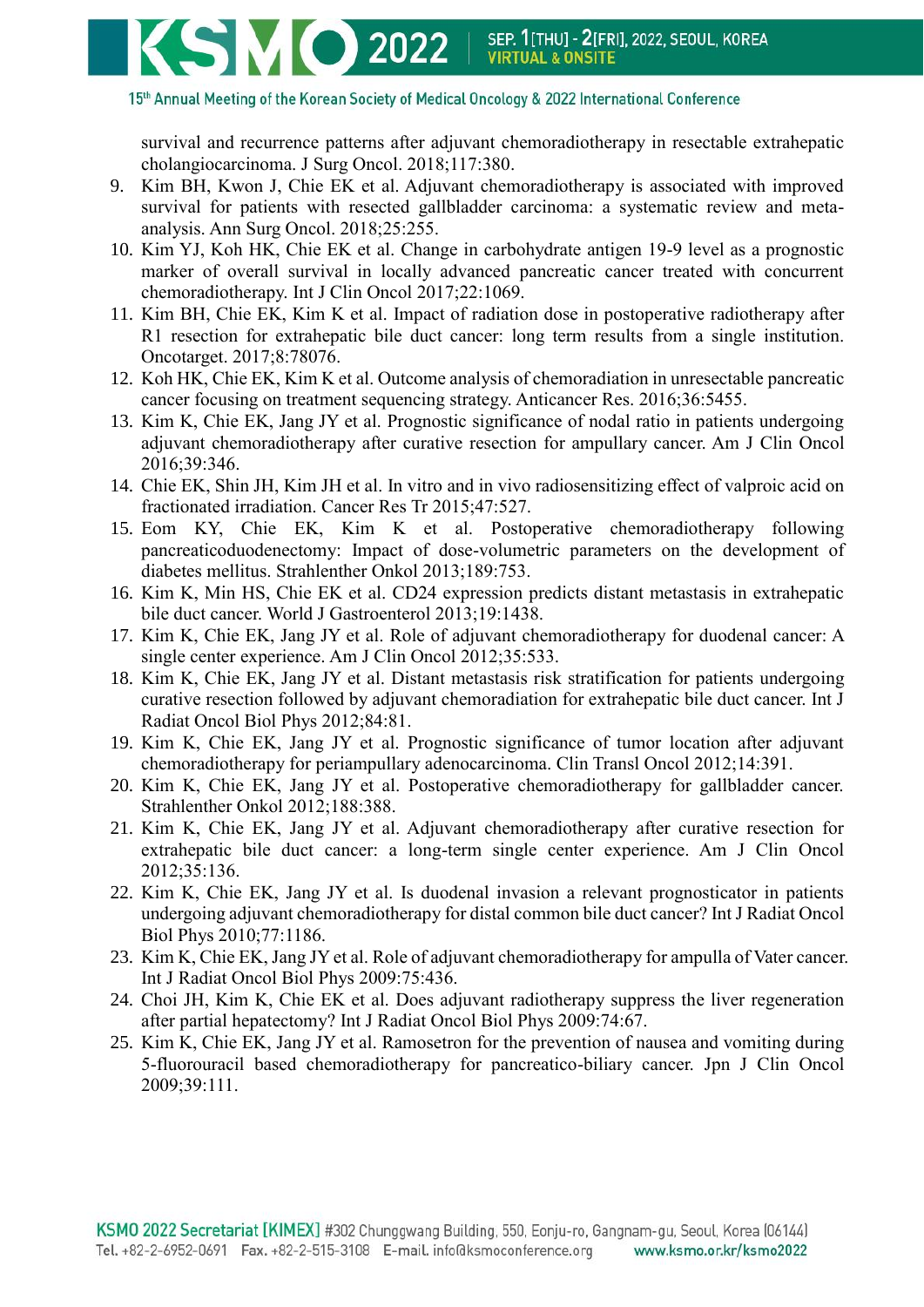survival and recurrence patterns after adjuvant chemoradiotherapy in resectable extrahepatic cholangiocarcinoma. J Surg Oncol. 2018;117:380.

9. Kim BH, Kwon J, Chie EK et al. Adjuvant chemoradiotherapy is associated with improved survival for patients with resected gallbladder carcinoma: a systematic review and meta-analysis. Ann Surg Oncol. 2018;25:255.
10. Kim YJ, Koh HK, Chie EK et al. Change in carbohydrate antigen 19-9 level as a prognostic marker of overall survival in locally advanced pancreatic cancer treated with concurrent chemoradiotherapy. Int J Clin Oncol 2017;22:1069.
11. Kim BH, Chie EK, Kim K et al. Impact of radiation dose in postoperative radiotherapy after R1 resection for extrahepatic bile duct cancer: long term results from a single institution. Oncotarget. 2017;8:78076.
12. Koh HK, Chie EK, Kim K et al. Outcome analysis of chemoradiation in unresectable pancreatic cancer focusing on treatment sequencing strategy. Anticancer Res. 2016;36:5455.
13. Kim K, Chie EK, Jang JY et al. Prognostic significance of nodal ratio in patients undergoing adjuvant chemoradiotherapy after curative resection for ampullary cancer. Am J Clin Oncol 2016;39:346.
14. Chie EK, Shin JH, Kim JH et al. In vitro and in vivo radiosensitizing effect of valproic acid on fractionated irradiation. Cancer Res Tr 2015;47:527.
15. Eom KY, Chie EK, Kim K et al. Postoperative chemoradiotherapy following pancreaticoduodenectomy: Impact of dose-volumetric parameters on the development of diabetes mellitus. Strahlenther Onkol 2013;189:753.
16. Kim K, Min HS, Chie EK et al. CD24 expression predicts distant metastasis in extrahepatic bile duct cancer. World J Gastroenterol 2013;19:1438.
17. Kim K, Chie EK, Jang JY et al. Role of adjuvant chemoradiotherapy for duodenal cancer: A single center experience. Am J Clin Oncol 2012;35:533.
18. Kim K, Chie EK, Jang JY et al. Distant metastasis risk stratification for patients undergoing curative resection followed by adjuvant chemoradiation for extrahepatic bile duct cancer. Int J Radiat Oncol Biol Phys 2012;84:81.
19. Kim K, Chie EK, Jang JY et al. Prognostic significance of tumor location after adjuvant chemoradiotherapy for periampullary adenocarcinoma. Clin Transl Oncol 2012;14:391.
20. Kim K, Chie EK, Jang JY et al. Postoperative chemoradiotherapy for gallbladder cancer. Strahlenther Onkol 2012;188:388.
21. Kim K, Chie EK, Jang JY et al. Adjuvant chemoradiotherapy after curative resection for extrahepatic bile duct cancer: a long-term single center experience. Am J Clin Oncol 2012;35:136.
22. Kim K, Chie EK, Jang JY et al. Is duodenal invasion a relevant prognosticator in patients undergoing adjuvant chemoradiotherapy for distal common bile duct cancer? Int J Radiat Oncol Biol Phys 2010;77:1186.
23. Kim K, Chie EK, Jang JY et al. Role of adjuvant chemoradiotherapy for ampulla of Vater cancer. Int J Radiat Oncol Biol Phys 2009:75:436.
24. Choi JH, Kim K, Chie EK et al. Does adjuvant radiotherapy suppress the liver regeneration after partial hepatectomy? Int J Radiat Oncol Biol Phys 2009:74:67.
25. Kim K, Chie EK, Jang JY et al. Ramosetron for the prevention of nausea and vomiting during 5-fluorouracil based chemoradiotherapy for pancreatico-biliary cancer. Jpn J Clin Oncol 2009;39:111.